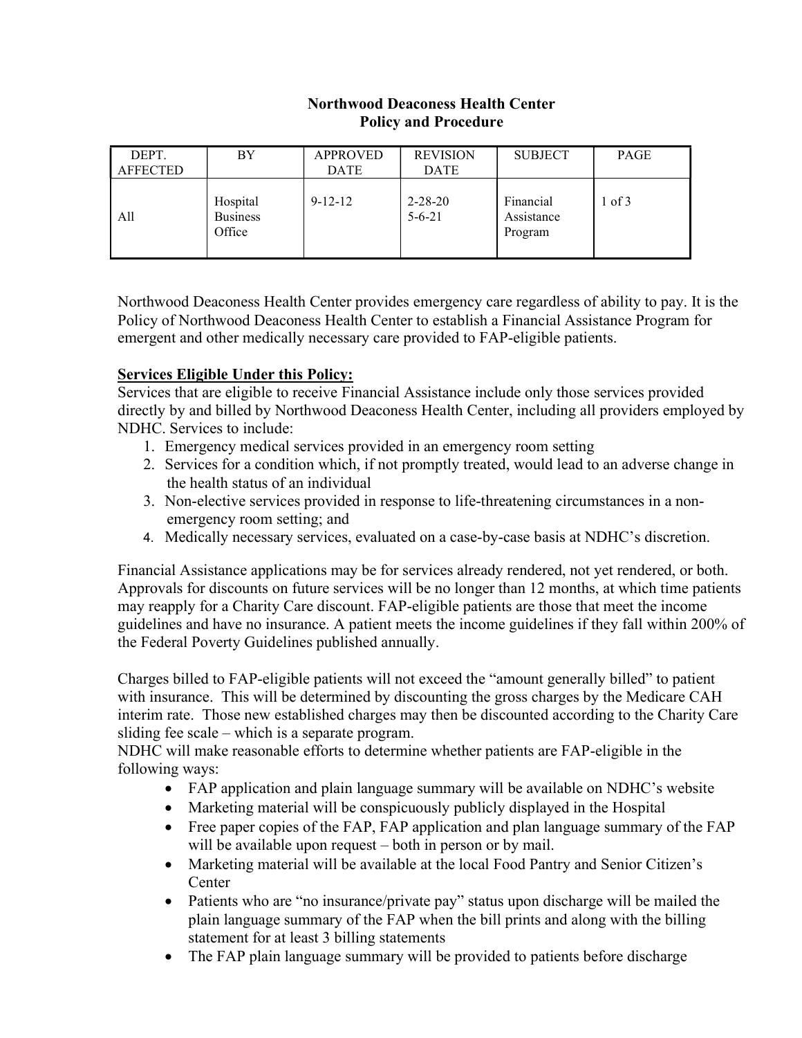**Northwood Deaconess Health Center**
**Policy and Procedure**

| DEPT. AFFECTED | BY | APPROVED DATE | REVISION DATE | SUBJECT | PAGE |
|---|---|---|---|---|---|
| All | Hospital Business Office | 9-12-12 | 2-28-20<br>5-6-21 | Financial Assistance Program | 1 of 3 |

Northwood Deaconess Health Center provides emergency care regardless of ability to pay. It is the Policy of Northwood Deaconess Health Center to establish a Financial Assistance Program for emergent and other medically necessary care provided to FAP-eligible patients.

**Services Eligible Under this Policy:**

Services that are eligible to receive Financial Assistance include only those services provided directly by and billed by Northwood Deaconess Health Center, including all providers employed by NDHC. Services to include:

1. Emergency medical services provided in an emergency room setting
2. Services for a condition which, if not promptly treated, would lead to an adverse change in the health status of an individual
3. Non-elective services provided in response to life-threatening circumstances in a non-emergency room setting; and
4. Medically necessary services, evaluated on a case-by-case basis at NDHC's discretion.

Financial Assistance applications may be for services already rendered, not yet rendered, or both. Approvals for discounts on future services will be no longer than 12 months, at which time patients may reapply for a Charity Care discount. FAP-eligible patients are those that meet the income guidelines and have no insurance. A patient meets the income guidelines if they fall within 200% of the Federal Poverty Guidelines published annually.

Charges billed to FAP-eligible patients will not exceed the "amount generally billed" to patient with insurance. This will be determined by discounting the gross charges by the Medicare CAH interim rate. Those new established charges may then be discounted according to the Charity Care sliding fee scale – which is a separate program.

NDHC will make reasonable efforts to determine whether patients are FAP-eligible in the following ways:

- FAP application and plain language summary will be available on NDHC's website
- Marketing material will be conspicuously publicly displayed in the Hospital
- Free paper copies of the FAP, FAP application and plan language summary of the FAP will be available upon request – both in person or by mail.
- Marketing material will be available at the local Food Pantry and Senior Citizen's Center
- Patients who are "no insurance/private pay" status upon discharge will be mailed the plain language summary of the FAP when the bill prints and along with the billing statement for at least 3 billing statements
- The FAP plain language summary will be provided to patients before discharge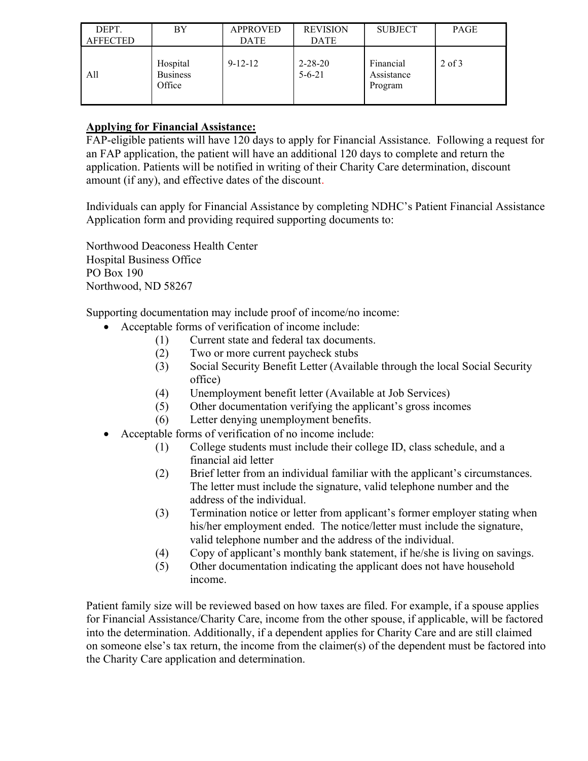**Applying for Financial Assistance:**

FAP-eligible patients will have 120 days to apply for Financial Assistance. Following a request for an FAP application, the patient will have an additional 120 days to complete and return the application. Patients will be notified in writing of their Charity Care determination, discount amount (if any), and effective dates of the discount.

Individuals can apply for Financial Assistance by completing NDHC's Patient Financial Assistance Application form and providing required supporting documents to:

Northwood Deaconess Health Center
Hospital Business Office
PO Box 190
Northwood, ND 58267

Supporting documentation may include proof of income/no income:

- Acceptable forms of verification of income include:
  (1) Current state and federal tax documents.
  (2) Two or more current paycheck stubs
  (3) Social Security Benefit Letter (Available through the local Social Security office)
  (4) Unemployment benefit letter (Available at Job Services)
  (5) Other documentation verifying the applicant's gross incomes
  (6) Letter denying unemployment benefits.
- Acceptable forms of verification of no income include:
  (1) College students must include their college ID, class schedule, and a financial aid letter
  (2) Brief letter from an individual familiar with the applicant's circumstances. The letter must include the signature, valid telephone number and the address of the individual.
  (3) Termination notice or letter from applicant's former employer stating when his/her employment ended. The notice/letter must include the signature, valid telephone number and the address of the individual.
  (4) Copy of applicant's monthly bank statement, if he/she is living on savings.
  (5) Other documentation indicating the applicant does not have household income.

Patient family size will be reviewed based on how taxes are filed. For example, if a spouse applies for Financial Assistance/Charity Care, income from the other spouse, if applicable, will be factored into the determination. Additionally, if a dependent applies for Charity Care and are still claimed on someone else's tax return, the income from the claimer(s) of the dependent must be factored into the Charity Care application and determination.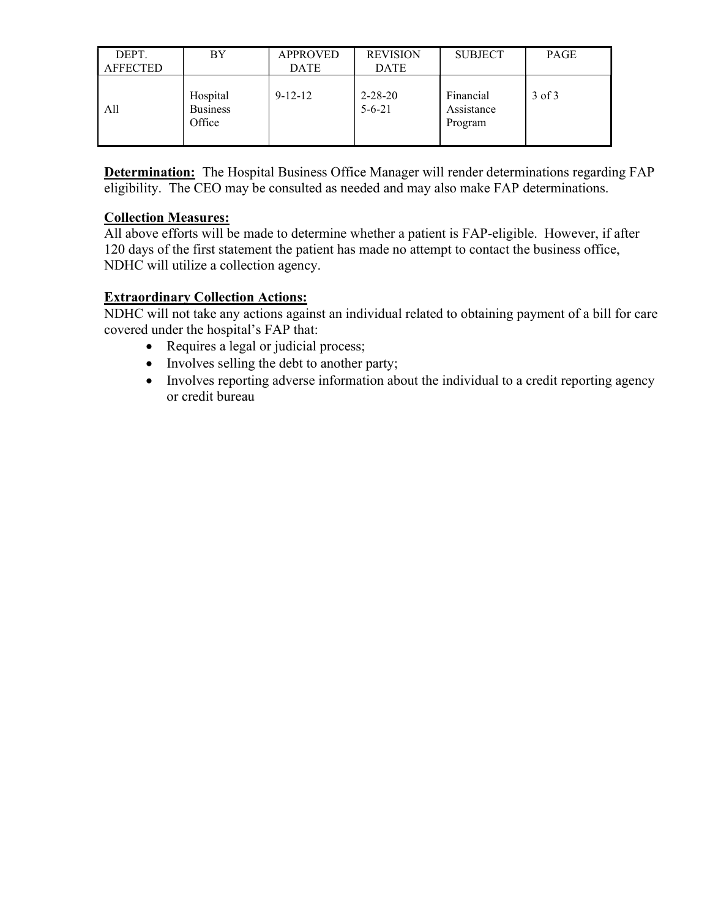**Determination:** The Hospital Business Office Manager will render determinations regarding FAP eligibility. The CEO may be consulted as needed and may also make FAP determinations.

**Collection Measures:**

All above efforts will be made to determine whether a patient is FAP-eligible. However, if after 120 days of the first statement the patient has made no attempt to contact the business office, NDHC will utilize a collection agency.

**Extraordinary Collection Actions:**

NDHC will not take any actions against an individual related to obtaining payment of a bill for care covered under the hospital's FAP that:

- Requires a legal or judicial process;
- Involves selling the debt to another party;
- Involves reporting adverse information about the individual to a credit reporting agency or credit bureau